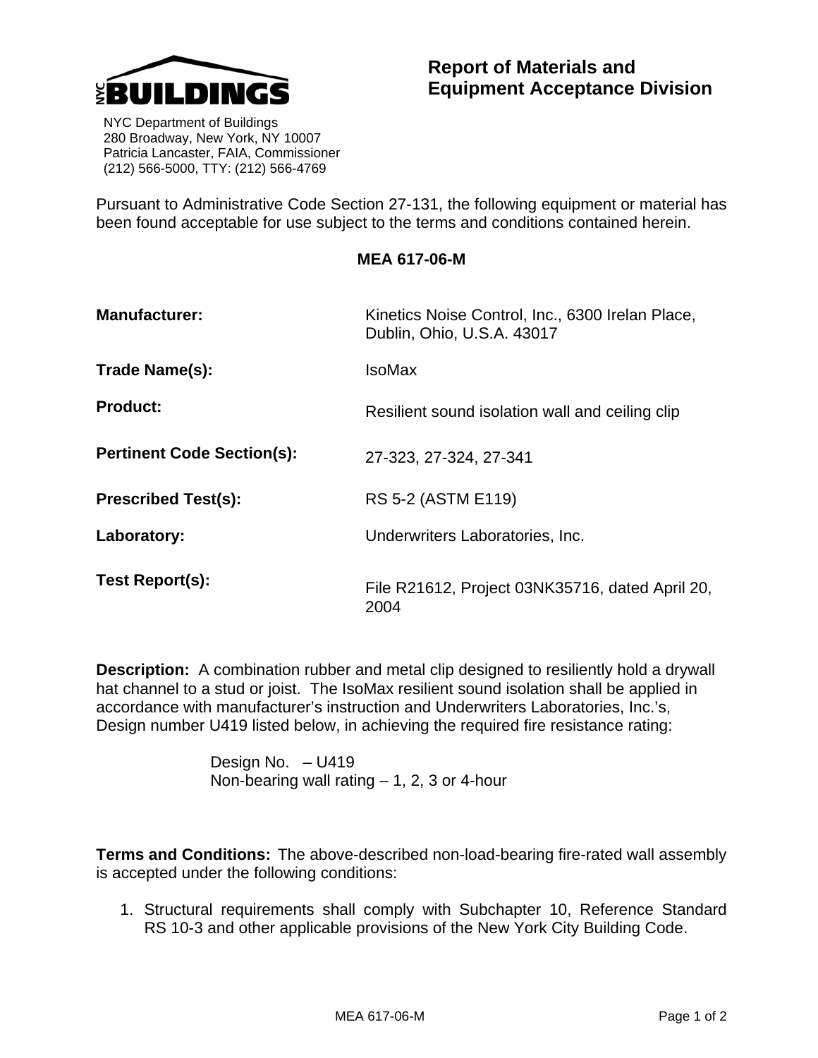NYC BUILDINGS

NYC Department of Buildings
280 Broadway, New York, NY 10007
Patricia Lancaster, FAIA, Commissioner
(212) 566-5000, TTY: (212) 566-4769

# Report of Materials and Equipment Acceptance Division

Pursuant to Administrative Code Section 27-131, the following equipment or material has been found acceptable for use subject to the terms and conditions contained herein.

**MEA 617-06-M**

| | |
|---|---|
| **Manufacturer:** | Kinetics Noise Control, Inc., 6300 Irelan Place, Dublin, Ohio, U.S.A. 43017 |
| **Trade Name(s):** | IsoMax |
| **Product:** | Resilient sound isolation wall and ceiling clip |
| **Pertinent Code Section(s):** | 27-323, 27-324, 27-341 |
| **Prescribed Test(s):** | RS 5-2 (ASTM E119) |
| **Laboratory:** | Underwriters Laboratories, Inc. |
| **Test Report(s):** | File R21612, Project 03NK35716, dated April 20, 2004 |

**Description:** A combination rubber and metal clip designed to resiliently hold a drywall hat channel to a stud or joist. The IsoMax resilient sound isolation shall be applied in accordance with manufacturer's instruction and Underwriters Laboratories, Inc.'s, Design number U419 listed below, in achieving the required fire resistance rating:

Design No. – U419
Non-bearing wall rating – 1, 2, 3 or 4-hour

**Terms and Conditions:** The above-described non-load-bearing fire-rated wall assembly is accepted under the following conditions:

1. Structural requirements shall comply with Subchapter 10, Reference Standard RS 10-3 and other applicable provisions of the New York City Building Code.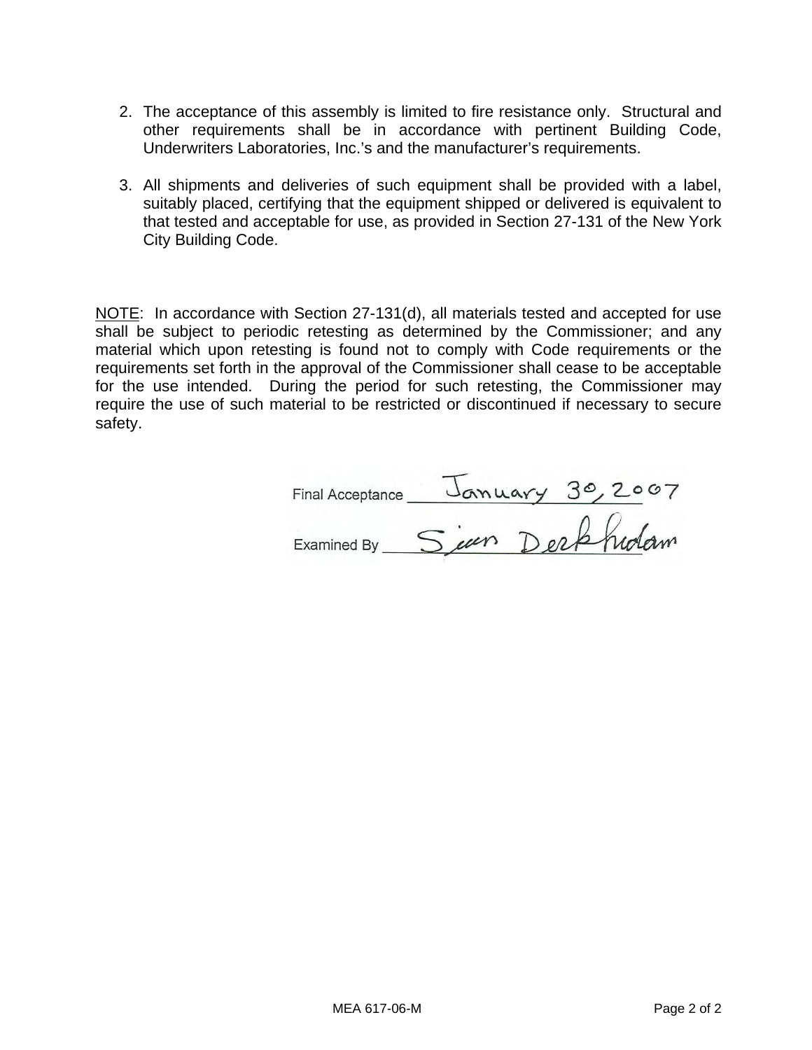2. The acceptance of this assembly is limited to fire resistance only. Structural and other requirements shall be in accordance with pertinent Building Code, Underwriters Laboratories, Inc.'s and the manufacturer's requirements.

3. All shipments and deliveries of such equipment shall be provided with a label, suitably placed, certifying that the equipment shipped or delivered is equivalent to that tested and acceptable for use, as provided in Section 27-131 of the New York City Building Code.

NOTE: In accordance with Section 27-131(d), all materials tested and accepted for use shall be subject to periodic retesting as determined by the Commissioner; and any material which upon retesting is found not to comply with Code requirements or the requirements set forth in the approval of the Commissioner shall cease to be acceptable for the use intended. During the period for such retesting, the Commissioner may require the use of such material to be restricted or discontinued if necessary to secure safety.

Final Acceptance January 30, 2007

Examined By Sian Derkhodam

MEA 617-06-M